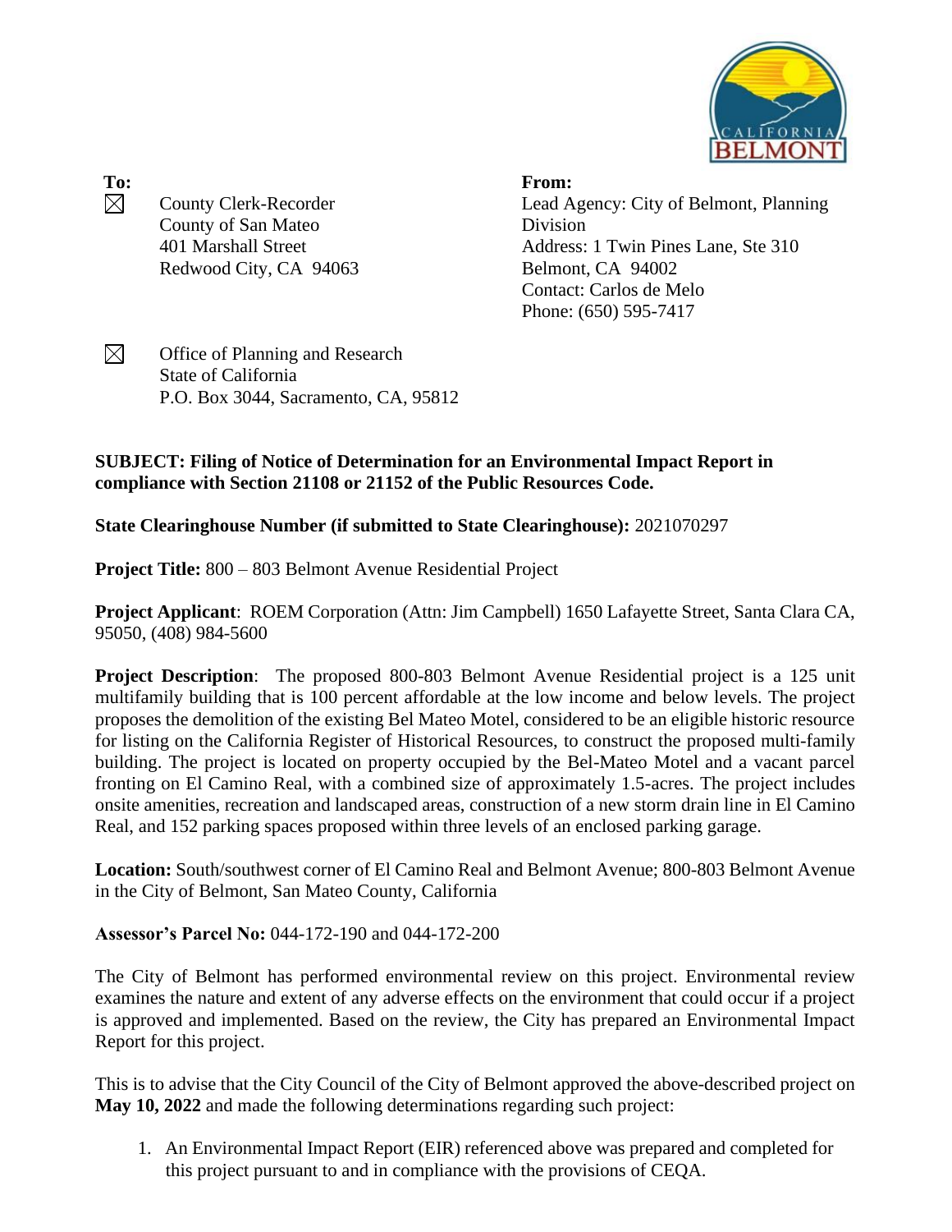**To:**

☒ County Clerk-Recorder
County of San Mateo
401 Marshall Street
Redwood City, CA 94063

☒ Office of Planning and Research
State of California
P.O. Box 3044, Sacramento, CA, 95812

**From:**

Lead Agency: City of Belmont, Planning Division
Address: 1 Twin Pines Lane, Ste 310
Belmont, CA 94002
Contact: Carlos de Melo
Phone: (650) 595-7417

**SUBJECT: Filing of Notice of Determination for an Environmental Impact Report in compliance with Section 21108 or 21152 of the Public Resources Code.**

**State Clearinghouse Number (if submitted to State Clearinghouse):** 2021070297

**Project Title:** 800 – 803 Belmont Avenue Residential Project

**Project Applicant**: ROEM Corporation (Attn: Jim Campbell) 1650 Lafayette Street, Santa Clara CA, 95050, (408) 984-5600

**Project Description**: The proposed 800-803 Belmont Avenue Residential project is a 125 unit multifamily building that is 100 percent affordable at the low income and below levels. The project proposes the demolition of the existing Bel Mateo Motel, considered to be an eligible historic resource for listing on the California Register of Historical Resources, to construct the proposed multi-family building. The project is located on property occupied by the Bel-Mateo Motel and a vacant parcel fronting on El Camino Real, with a combined size of approximately 1.5-acres. The project includes onsite amenities, recreation and landscaped areas, construction of a new storm drain line in El Camino Real, and 152 parking spaces proposed within three levels of an enclosed parking garage.

**Location:** South/southwest corner of El Camino Real and Belmont Avenue; 800-803 Belmont Avenue in the City of Belmont, San Mateo County, California

**Assessor's Parcel No:** 044-172-190 and 044-172-200

The City of Belmont has performed environmental review on this project. Environmental review examines the nature and extent of any adverse effects on the environment that could occur if a project is approved and implemented. Based on the review, the City has prepared an Environmental Impact Report for this project.

This is to advise that the City Council of the City of Belmont approved the above-described project on **May 10, 2022** and made the following determinations regarding such project:

1. An Environmental Impact Report (EIR) referenced above was prepared and completed for this project pursuant to and in compliance with the provisions of CEQA.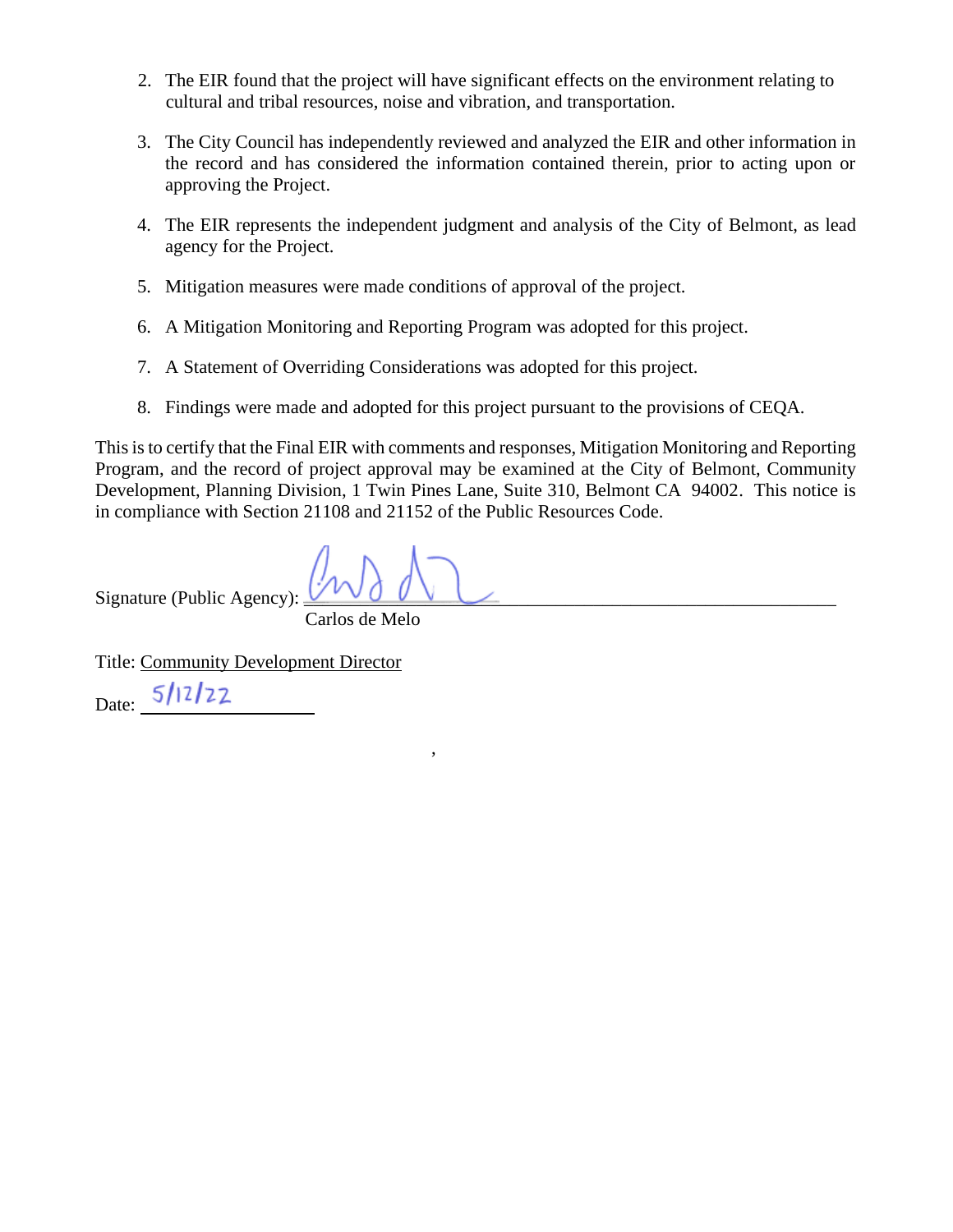2. The EIR found that the project will have significant effects on the environment relating to cultural and tribal resources, noise and vibration, and transportation.

3. The City Council has independently reviewed and analyzed the EIR and other information in the record and has considered the information contained therein, prior to acting upon or approving the Project.

4. The EIR represents the independent judgment and analysis of the City of Belmont, as lead agency for the Project.

5. Mitigation measures were made conditions of approval of the project.

6. A Mitigation Monitoring and Reporting Program was adopted for this project.

7. A Statement of Overriding Considerations was adopted for this project.

8. Findings were made and adopted for this project pursuant to the provisions of CEQA.

This is to certify that the Final EIR with comments and responses, Mitigation Monitoring and Reporting Program, and the record of project approval may be examined at the City of Belmont, Community Development, Planning Division, 1 Twin Pines Lane, Suite 310, Belmont CA 94002. This notice is in compliance with Section 21108 and 21152 of the Public Resources Code.

Signature (Public Agency): ______________________________

Carlos de Melo

Title: Community Development Director

Date: 5/12/22